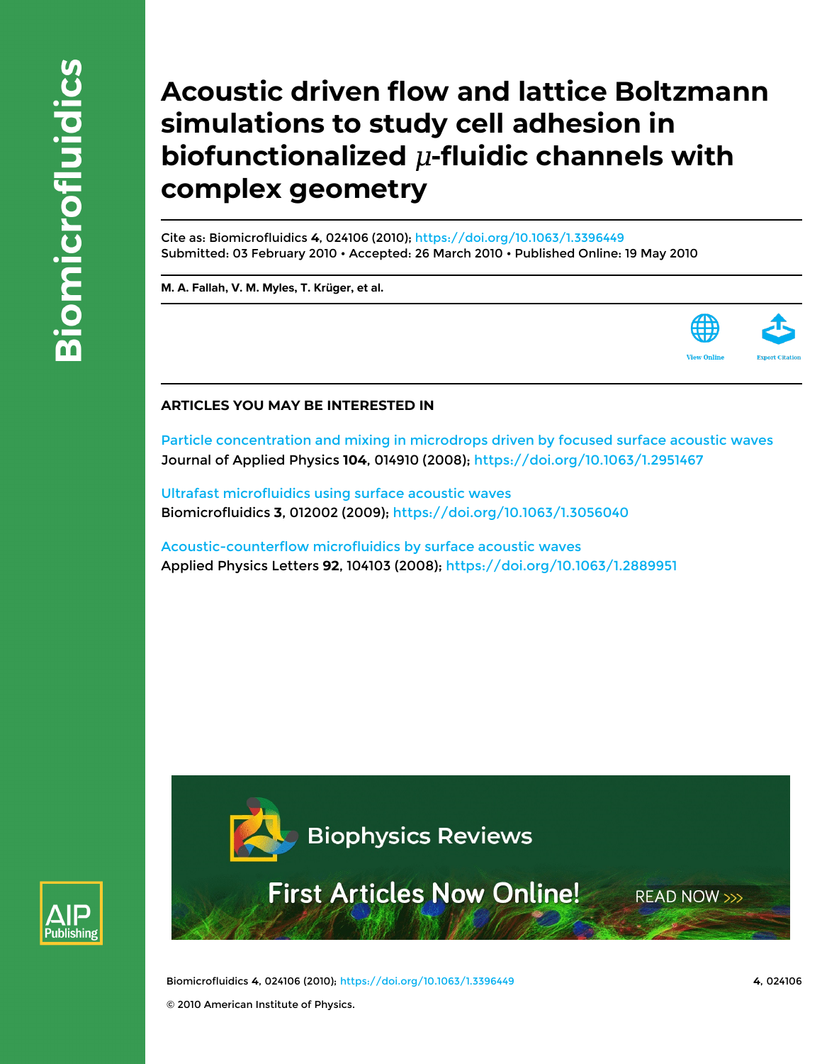# Acoustic driven flow and lattice Boltzmann simulations to study cell adhesion in biofunctionalized $\mu$-fluidic channels with complex geometry

Cite as: Biomicrofluidics **4**, 024106 (2010); https://doi.org/10.1063/1.3396449

Submitted: 03 February 2010 • Accepted: 26 March 2010 • Published Online: 19 May 2010

**M. A. Fallah, V. M. Myles, T. Krüger, et al.**

### ARTICLES YOU MAY BE INTERESTED IN

Particle concentration and mixing in microdrops driven by focused surface acoustic waves
Journal of Applied Physics **104**, 014910 (2008); https://doi.org/10.1063/1.2951467

Ultrafast microfluidics using surface acoustic waves
Biomicrofluidics **3**, 012002 (2009); https://doi.org/10.1063/1.3056040

Acoustic-counterflow microfluidics by surface acoustic waves
Applied Physics Letters **92**, 104103 (2008); https://doi.org/10.1063/1.2889951

© 2010 American Institute of Physics.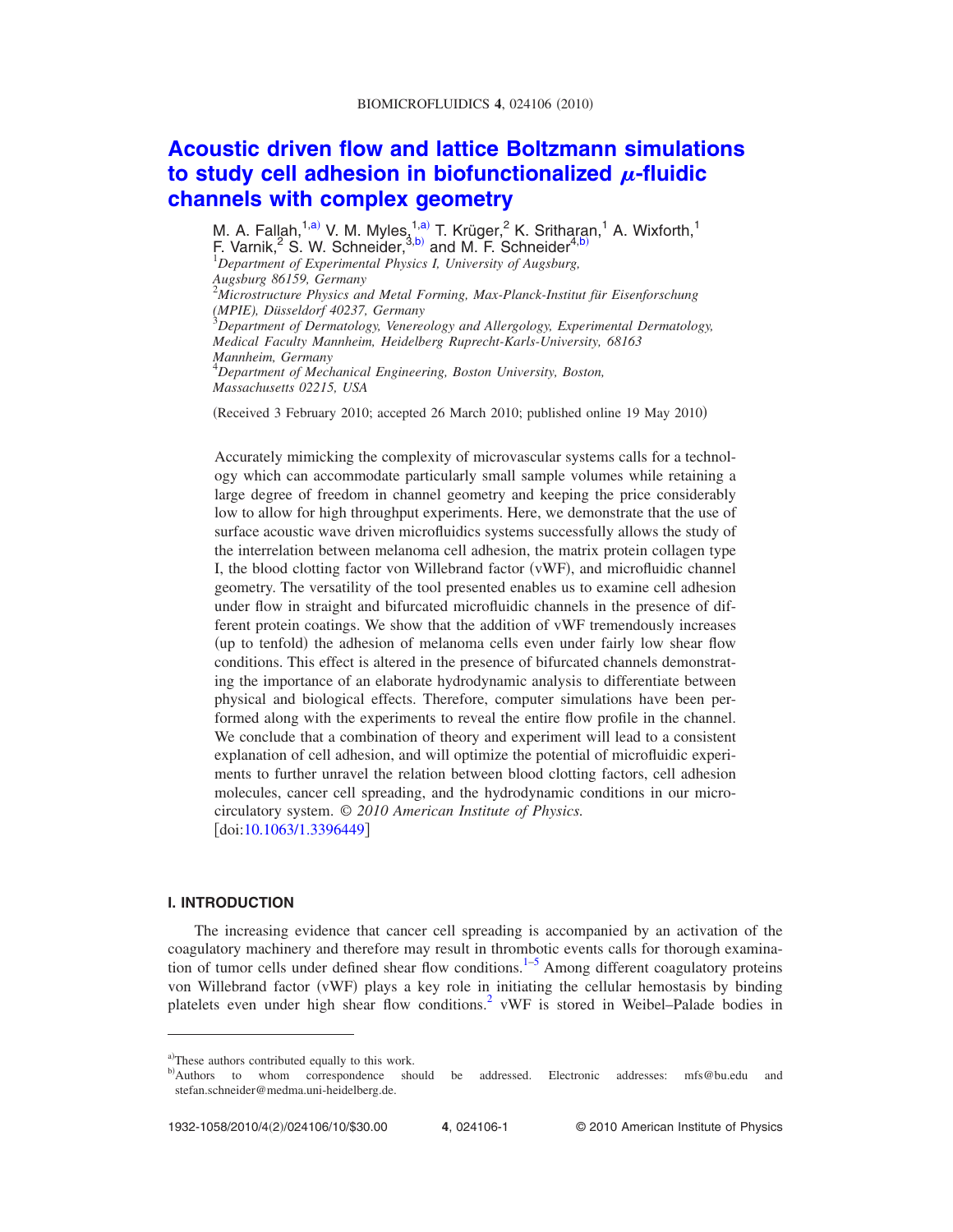# Acoustic driven flow and lattice Boltzmann simulations to study cell adhesion in biofunctionalized $\mu$-fluidic channels with complex geometry

M. A. Fallah,[1,a)] V. M. Myles,[1,a)] T. Krüger,[2] K. Sritharan,[1] A. Wixforth,[1] F. Varnik,[2] S. W. Schneider,[3,b)] and M. F. Schneider[4,b)]

[1]*Department of Experimental Physics I, University of Augsburg, Augsburg 86159, Germany*

[2]*Microstructure Physics and Metal Forming, Max-Planck-Institut für Eisenforschung (MPIE), Düsseldorf 40237, Germany*

[3]*Department of Dermatology, Venereology and Allergology, Experimental Dermatology, Medical Faculty Mannheim, Heidelberg Ruprecht-Karls-University, 68163 Mannheim, Germany*

[4]*Department of Mechanical Engineering, Boston University, Boston, Massachusetts 02215, USA*

(Received 3 February 2010; accepted 26 March 2010; published online 19 May 2010)

Accurately mimicking the complexity of microvascular systems calls for a technology which can accommodate particularly small sample volumes while retaining a large degree of freedom in channel geometry and keeping the price considerably low to allow for high throughput experiments. Here, we demonstrate that the use of surface acoustic wave driven microfluidics systems successfully allows the study of the interrelation between melanoma cell adhesion, the matrix protein collagen type I, the blood clotting factor von Willebrand factor (vWF), and microfluidic channel geometry. The versatility of the tool presented enables us to examine cell adhesion under flow in straight and bifurcated microfluidic channels in the presence of different protein coatings. We show that the addition of vWF tremendously increases (up to tenfold) the adhesion of melanoma cells even under fairly low shear flow conditions. This effect is altered in the presence of bifurcated channels demonstrating the importance of an elaborate hydrodynamic analysis to differentiate between physical and biological effects. Therefore, computer simulations have been performed along with the experiments to reveal the entire flow profile in the channel. We conclude that a combination of theory and experiment will lead to a consistent explanation of cell adhesion, and will optimize the potential of microfluidic experiments to further unravel the relation between blood clotting factors, cell adhesion molecules, cancer cell spreading, and the hydrodynamic conditions in our microcirculatory system. *© 2010 American Institute of Physics.* [doi:10.1063/1.3396449]

## I. INTRODUCTION

The increasing evidence that cancer cell spreading is accompanied by an activation of the coagulatory machinery and therefore may result in thrombotic events calls for thorough examination of tumor cells under defined shear flow conditions.[1–5] Among different coagulatory proteins von Willebrand factor (vWF) plays a key role in initiating the cellular hemostasis by binding platelets even under high shear flow conditions.[2] vWF is stored in Weibel–Palade bodies in

a)These authors contributed equally to this work.

b)Authors to whom correspondence should be addressed. Electronic addresses: mfs@bu.edu and stefan.schneider@medma.uni-heidelberg.de.

1932-1058/2010/4(2)/024106/10/$30.00 © 2010 American Institute of Physics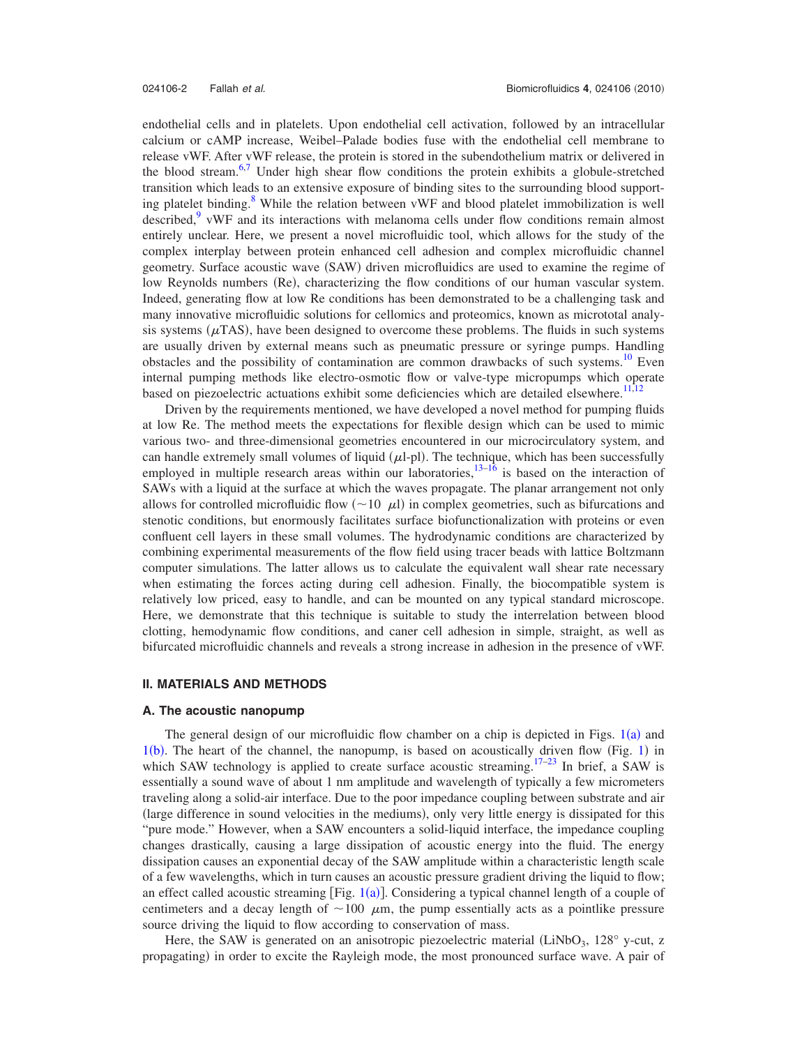endothelial cells and in platelets. Upon endothelial cell activation, followed by an intracellular calcium or cAMP increase, Weibel–Palade bodies fuse with the endothelial cell membrane to release vWF. After vWF release, the protein is stored in the subendothelium matrix or delivered in the blood stream.[6,7] Under high shear flow conditions the protein exhibits a globule-stretched transition which leads to an extensive exposure of binding sites to the surrounding blood supporting platelet binding.[8] While the relation between vWF and blood platelet immobilization is well described,[9] vWF and its interactions with melanoma cells under flow conditions remain almost entirely unclear. Here, we present a novel microfluidic tool, which allows for the study of the complex interplay between protein enhanced cell adhesion and complex microfluidic channel geometry. Surface acoustic wave (SAW) driven microfluidics are used to examine the regime of low Reynolds numbers (Re), characterizing the flow conditions of our human vascular system. Indeed, generating flow at low Re conditions has been demonstrated to be a challenging task and many innovative microfluidic solutions for cellomics and proteomics, known as micrototal analysis systems ($\mu$TAS), have been designed to overcome these problems. The fluids in such systems are usually driven by external means such as pneumatic pressure or syringe pumps. Handling obstacles and the possibility of contamination are common drawbacks of such systems.[10] Even internal pumping methods like electro-osmotic flow or valve-type micropumps which operate based on piezoelectric actuations exhibit some deficiencies which are detailed elsewhere.[11,12]

Driven by the requirements mentioned, we have developed a novel method for pumping fluids at low Re. The method meets the expectations for flexible design which can be used to mimic various two- and three-dimensional geometries encountered in our microcirculatory system, and can handle extremely small volumes of liquid ($\mu$l-pl). The technique, which has been successfully employed in multiple research areas within our laboratories,[13–16] is based on the interaction of SAWs with a liquid at the surface at which the waves propagate. The planar arrangement not only allows for controlled microfluidic flow ($\sim 10\ \mu$l) in complex geometries, such as bifurcations and stenotic conditions, but enormously facilitates surface biofunctionalization with proteins or even confluent cell layers in these small volumes. The hydrodynamic conditions are characterized by combining experimental measurements of the flow field using tracer beads with lattice Boltzmann computer simulations. The latter allows us to calculate the equivalent wall shear rate necessary when estimating the forces acting during cell adhesion. Finally, the biocompatible system is relatively low priced, easy to handle, and can be mounted on any typical standard microscope. Here, we demonstrate that this technique is suitable to study the interrelation between blood clotting, hemodynamic flow conditions, and caner cell adhesion in simple, straight, as well as bifurcated microfluidic channels and reveals a strong increase in adhesion in the presence of vWF.

## II. MATERIALS AND METHODS

### A. The acoustic nanopump

The general design of our microfluidic flow chamber on a chip is depicted in Figs. 1(a) and 1(b). The heart of the channel, the nanopump, is based on acoustically driven flow (Fig. 1) in which SAW technology is applied to create surface acoustic streaming.[17–23] In brief, a SAW is essentially a sound wave of about 1 nm amplitude and wavelength of typically a few micrometers traveling along a solid-air interface. Due to the poor impedance coupling between substrate and air (large difference in sound velocities in the mediums), only very little energy is dissipated for this "pure mode." However, when a SAW encounters a solid-liquid interface, the impedance coupling changes drastically, causing a large dissipation of acoustic energy into the fluid. The energy dissipation causes an exponential decay of the SAW amplitude within a characteristic length scale of a few wavelengths, which in turn causes an acoustic pressure gradient driving the liquid to flow; an effect called acoustic streaming [Fig. 1(a)]. Considering a typical channel length of a couple of centimeters and a decay length of $\sim 100\ \mu$m, the pump essentially acts as a pointlike pressure source driving the liquid to flow according to conservation of mass.

Here, the SAW is generated on an anisotropic piezoelectric material ($LiNbO_3$, 128° y-cut, z propagating) in order to excite the Rayleigh mode, the most pronounced surface wave. A pair of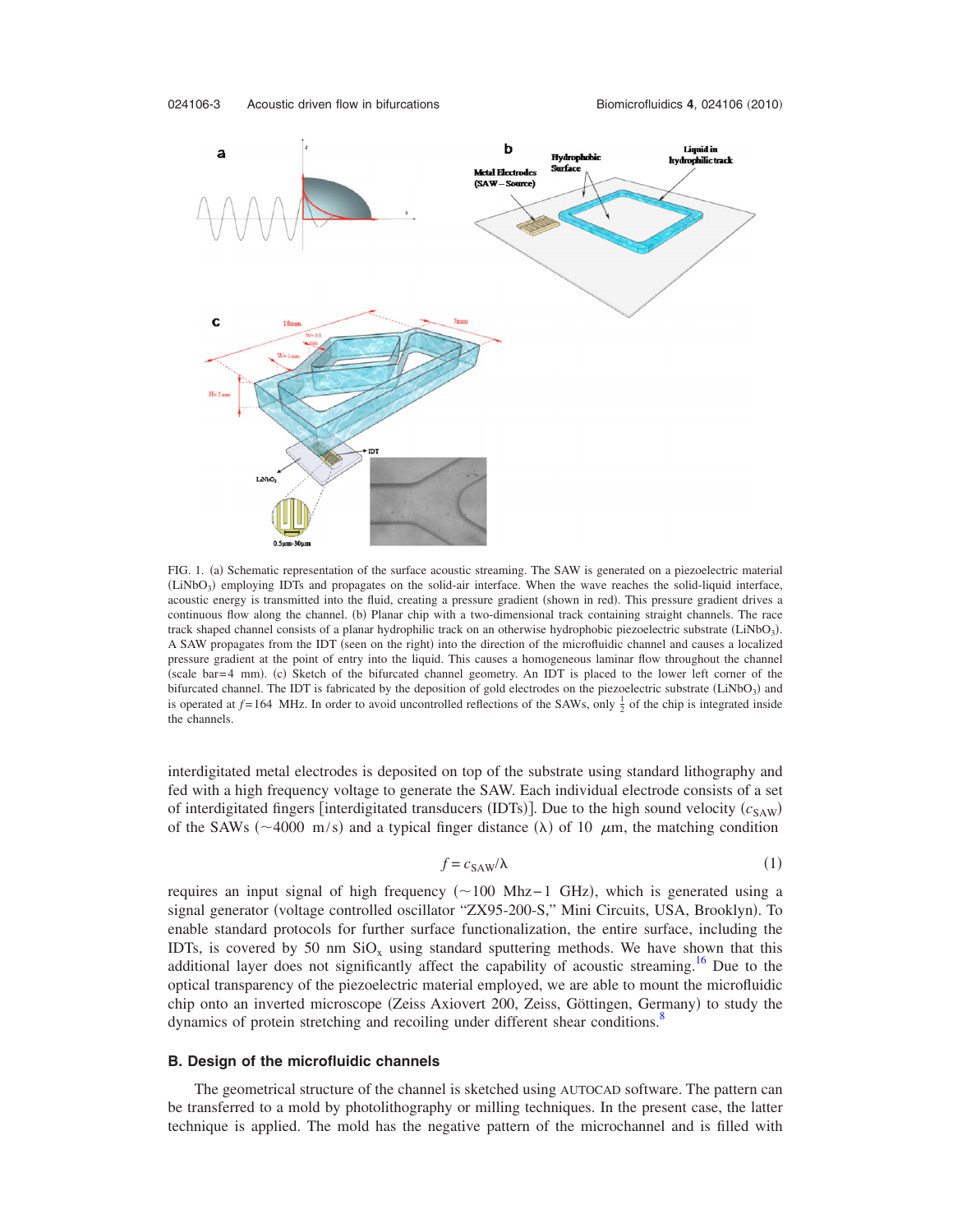FIG. 1. (a) Schematic representation of the surface acoustic streaming. The SAW is generated on a piezoelectric material ($LiNbO_3$) employing IDTs and propagates on the solid-air interface. When the wave reaches the solid-liquid interface, acoustic energy is transmitted into the fluid, creating a pressure gradient (shown in red). This pressure gradient drives a continuous flow along the channel. (b) Planar chip with a two-dimensional track containing straight channels. The race track shaped channel consists of a planar hydrophilic track on an otherwise hydrophobic piezoelectric substrate ($LiNbO_3$). A SAW propagates from the IDT (seen on the right) into the direction of the microfluidic channel and causes a localized pressure gradient at the point of entry into the liquid. This causes a homogeneous laminar flow throughout the channel (scale bar=4 mm). (c) Sketch of the bifurcated channel geometry. An IDT is placed to the lower left corner of the bifurcated channel. The IDT is fabricated by the deposition of gold electrodes on the piezoelectric substrate ($LiNbO_3$) and is operated at $f=164$ MHz. In order to avoid uncontrolled reflections of the SAWs, only $\frac{1}{2}$ of the chip is integrated inside the channels.

interdigitated metal electrodes is deposited on top of the substrate using standard lithography and fed with a high frequency voltage to generate the SAW. Each individual electrode consists of a set of interdigitated fingers [interdigitated transducers (IDTs)]. Due to the high sound velocity ($c_{SAW}$) of the SAWs (~4000 m/s) and a typical finger distance ($\lambda$) of 10 $\mu$m, the matching condition

$$f = c_{SAW}/\lambda \tag{1}$$

requires an input signal of high frequency (~100 Mhz–1 GHz), which is generated using a signal generator (voltage controlled oscillator "ZX95-200-S," Mini Circuits, USA, Brooklyn). To enable standard protocols for further surface functionalization, the entire surface, including the IDTs, is covered by 50 nm $SiO_x$ using standard sputtering methods. We have shown that this additional layer does not significantly affect the capability of acoustic streaming.[16] Due to the optical transparency of the piezoelectric material employed, we are able to mount the microfluidic chip onto an inverted microscope (Zeiss Axiovert 200, Zeiss, Göttingen, Germany) to study the dynamics of protein stretching and recoiling under different shear conditions.[8]

### B. Design of the microfluidic channels

The geometrical structure of the channel is sketched using AUTOCAD software. The pattern can be transferred to a mold by photolithography or milling techniques. In the present case, the latter technique is applied. The mold has the negative pattern of the microchannel and is filled with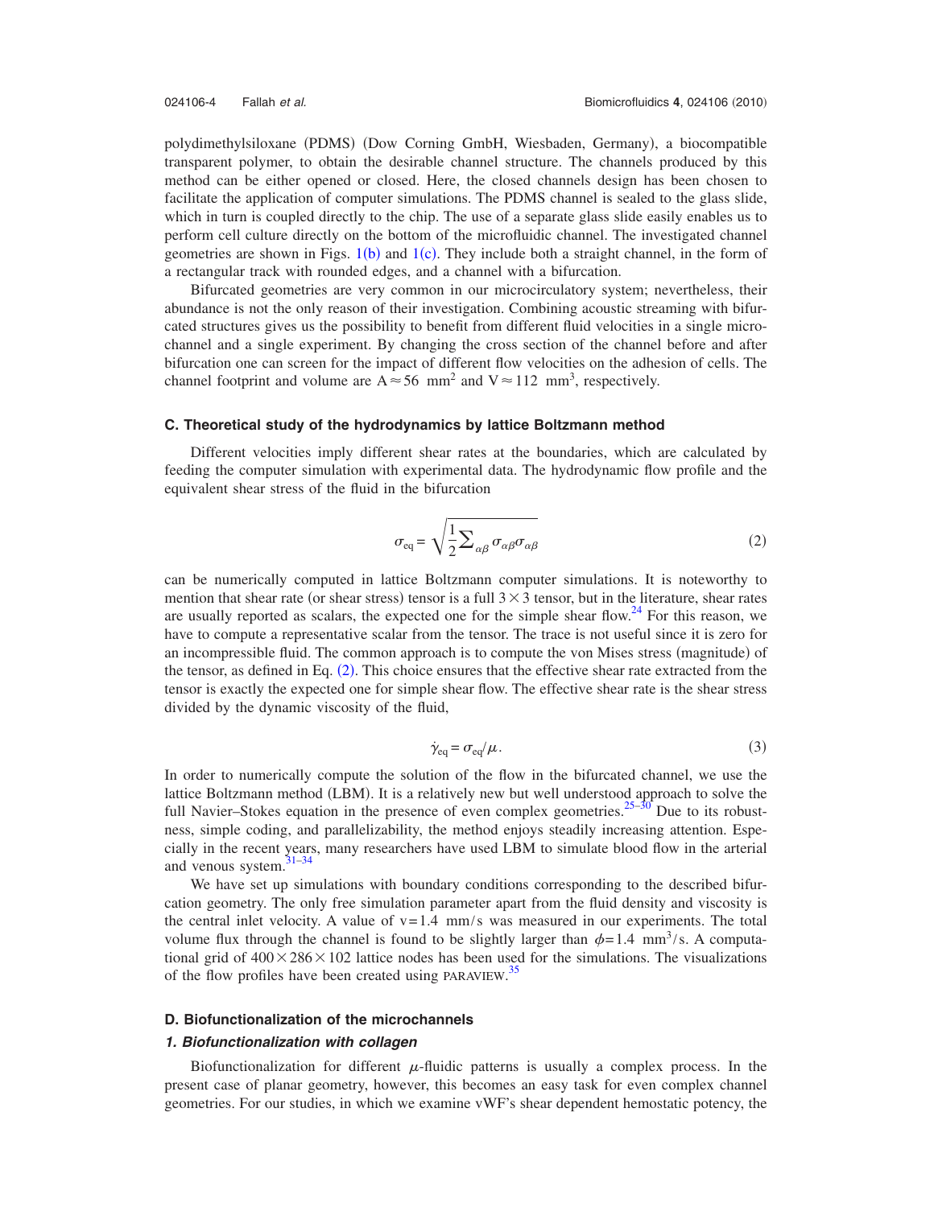polydimethylsiloxane (PDMS) (Dow Corning GmbH, Wiesbaden, Germany), a biocompatible transparent polymer, to obtain the desirable channel structure. The channels produced by this method can be either opened or closed. Here, the closed channels design has been chosen to facilitate the application of computer simulations. The PDMS channel is sealed to the glass slide, which in turn is coupled directly to the chip. The use of a separate glass slide easily enables us to perform cell culture directly on the bottom of the microfluidic channel. The investigated channel geometries are shown in Figs. 1(b) and 1(c). They include both a straight channel, in the form of a rectangular track with rounded edges, and a channel with a bifurcation.

Bifurcated geometries are very common in our microcirculatory system; nevertheless, their abundance is not the only reason of their investigation. Combining acoustic streaming with bifurcated structures gives us the possibility to benefit from different fluid velocities in a single microchannel and a single experiment. By changing the cross section of the channel before and after bifurcation one can screen for the impact of different flow velocities on the adhesion of cells. The channel footprint and volume are $A \approx 56\ \text{mm}^2$ and $V \approx 112\ \text{mm}^3$, respectively.

### C. Theoretical study of the hydrodynamics by lattice Boltzmann method

Different velocities imply different shear rates at the boundaries, which are calculated by feeding the computer simulation with experimental data. The hydrodynamic flow profile and the equivalent shear stress of the fluid in the bifurcation

$$\sigma_{\text{eq}} = \sqrt{\frac{1}{2}\sum_{\alpha\beta} \sigma_{\alpha\beta}\sigma_{\alpha\beta}} \tag{2}$$

can be numerically computed in lattice Boltzmann computer simulations. It is noteworthy to mention that shear rate (or shear stress) tensor is a full $3 \times 3$ tensor, but in the literature, shear rates are usually reported as scalars, the expected one for the simple shear flow.[24] For this reason, we have to compute a representative scalar from the tensor. The trace is not useful since it is zero for an incompressible fluid. The common approach is to compute the von Mises stress (magnitude) of the tensor, as defined in Eq. (2). This choice ensures that the effective shear rate extracted from the tensor is exactly the expected one for simple shear flow. The effective shear rate is the shear stress divided by the dynamic viscosity of the fluid,

$$\dot{\gamma}_{\text{eq}} = \sigma_{\text{eq}}/\mu. \tag{3}$$

In order to numerically compute the solution of the flow in the bifurcated channel, we use the lattice Boltzmann method (LBM). It is a relatively new but well understood approach to solve the full Navier–Stokes equation in the presence of even complex geometries.[25–30] Due to its robustness, simple coding, and parallelizability, the method enjoys steadily increasing attention. Especially in the recent years, many researchers have used LBM to simulate blood flow in the arterial and venous system.[31–34]

We have set up simulations with boundary conditions corresponding to the described bifurcation geometry. The only free simulation parameter apart from the fluid density and viscosity is the central inlet velocity. A value of $v = 1.4\ \text{mm/s}$ was measured in our experiments. The total volume flux through the channel is found to be slightly larger than $\phi = 1.4\ \text{mm}^3/\text{s}$. A computational grid of $400 \times 286 \times 102$ lattice nodes has been used for the simulations. The visualizations of the flow profiles have been created using PARAVIEW.[35]

### D. Biofunctionalization of the microchannels

#### *1. Biofunctionalization with collagen*

Biofunctionalization for different $\mu$-fluidic patterns is usually a complex process. In the present case of planar geometry, however, this becomes an easy task for even complex channel geometries. For our studies, in which we examine vWF's shear dependent hemostatic potency, the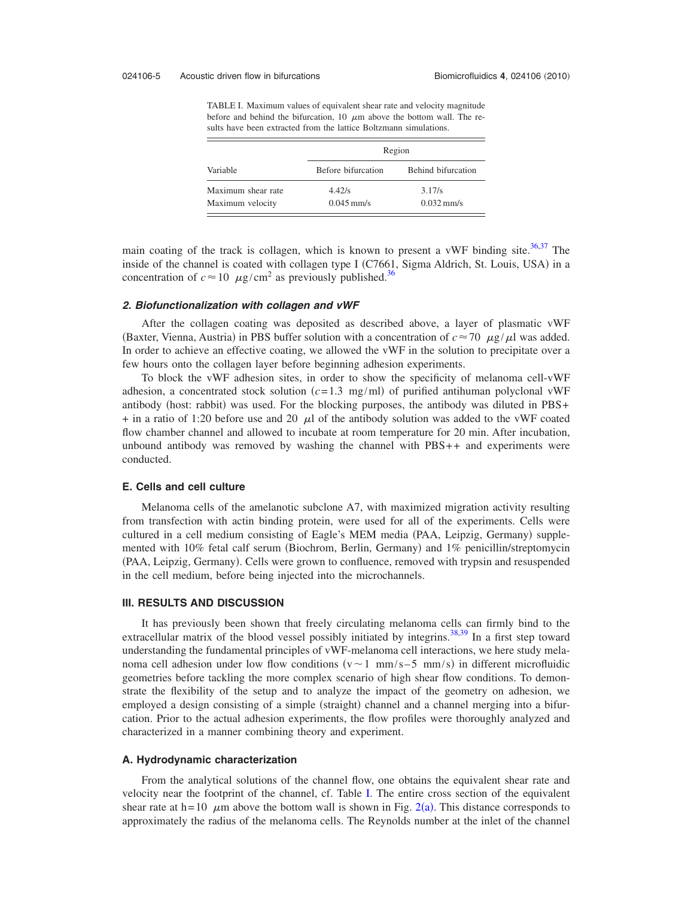TABLE I. Maximum values of equivalent shear rate and velocity magnitude before and behind the bifurcation, 10 $\mu$m above the bottom wall. The results have been extracted from the lattice Boltzmann simulations.

| Variable | Region | |
|---|---|---|
| | Before bifurcation | Behind bifurcation |
| Maximum shear rate | 4.42/s | 3.17/s |
| Maximum velocity | 0.045 mm/s | 0.032 mm/s |

main coating of the track is collagen, which is known to present a vWF binding site.[36,37] The inside of the channel is coated with collagen type I (C7661, Sigma Aldrich, St. Louis, USA) in a concentration of $c \approx 10\ \mu\text{g/cm}^2$ as previously published.[36]

#### 2. Biofunctionalization with collagen and vWF

After the collagen coating was deposited as described above, a layer of plasmatic vWF (Baxter, Vienna, Austria) in PBS buffer solution with a concentration of $c \approx 70\ \mu\text{g}/\mu\text{l}$ was added. In order to achieve an effective coating, we allowed the vWF in the solution to precipitate over a few hours onto the collagen layer before beginning adhesion experiments.

To block the vWF adhesion sites, in order to show the specificity of melanoma cell-vWF adhesion, a concentrated stock solution ($c = 1.3$ mg/ml) of purified antihuman polyclonal vWF antibody (host: rabbit) was used. For the blocking purposes, the antibody was diluted in PBS++ in a ratio of 1:20 before use and 20 $\mu$l of the antibody solution was added to the vWF coated flow chamber channel and allowed to incubate at room temperature for 20 min. After incubation, unbound antibody was removed by washing the channel with PBS++ and experiments were conducted.

### E. Cells and cell culture

Melanoma cells of the amelanotic subclone A7, with maximized migration activity resulting from transfection with actin binding protein, were used for all of the experiments. Cells were cultured in a cell medium consisting of Eagle's MEM media (PAA, Leipzig, Germany) supplemented with 10% fetal calf serum (Biochrom, Berlin, Germany) and 1% penicillin/streptomycin (PAA, Leipzig, Germany). Cells were grown to confluence, removed with trypsin and resuspended in the cell medium, before being injected into the microchannels.

## III. RESULTS AND DISCUSSION

It has previously been shown that freely circulating melanoma cells can firmly bind to the extracellular matrix of the blood vessel possibly initiated by integrins.[38,39] In a first step toward understanding the fundamental principles of vWF-melanoma cell interactions, we here study melanoma cell adhesion under low flow conditions ($v \sim 1$ mm/s–5 mm/s) in different microfluidic geometries before tackling the more complex scenario of high shear flow conditions. To demonstrate the flexibility of the setup and to analyze the impact of the geometry on adhesion, we employed a design consisting of a simple (straight) channel and a channel merging into a bifurcation. Prior to the actual adhesion experiments, the flow profiles were thoroughly analyzed and characterized in a manner combining theory and experiment.

### A. Hydrodynamic characterization

From the analytical solutions of the channel flow, one obtains the equivalent shear rate and velocity near the footprint of the channel, cf. Table I. The entire cross section of the equivalent shear rate at $h = 10\ \mu$m above the bottom wall is shown in Fig. 2(a). This distance corresponds to approximately the radius of the melanoma cells. The Reynolds number at the inlet of the channel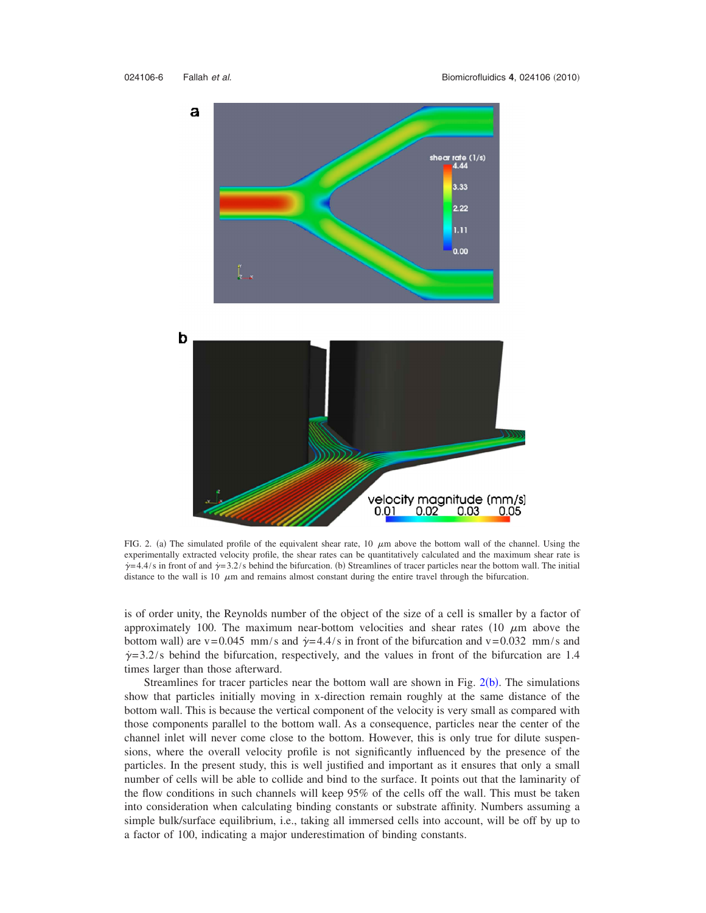FIG. 2. (a) The simulated profile of the equivalent shear rate, 10 $\mu$m above the bottom wall of the channel. Using the experimentally extracted velocity profile, the shear rates can be quantitatively calculated and the maximum shear rate is $\dot{\gamma}$=4.4/s in front of and $\dot{\gamma}$=3.2/s behind the bifurcation. (b) Streamlines of tracer particles near the bottom wall. The initial distance to the wall is 10 $\mu$m and remains almost constant during the entire travel through the bifurcation.

is of order unity, the Reynolds number of the object of the size of a cell is smaller by a factor of approximately 100. The maximum near-bottom velocities and shear rates (10 $\mu$m above the bottom wall) are v=0.045 mm/s and $\dot{\gamma}$=4.4/s in front of the bifurcation and v=0.032 mm/s and $\dot{\gamma}$=3.2/s behind the bifurcation, respectively, and the values in front of the bifurcation are 1.4 times larger than those afterward.

Streamlines for tracer particles near the bottom wall are shown in Fig. 2(b). The simulations show that particles initially moving in x-direction remain roughly at the same distance of the bottom wall. This is because the vertical component of the velocity is very small as compared with those components parallel to the bottom wall. As a consequence, particles near the center of the channel inlet will never come close to the bottom. However, this is only true for dilute suspensions, where the overall velocity profile is not significantly influenced by the presence of the particles. In the present study, this is well justified and important as it ensures that only a small number of cells will be able to collide and bind to the surface. It points out that the laminarity of the flow conditions in such channels will keep 95% of the cells off the wall. This must be taken into consideration when calculating binding constants or substrate affinity. Numbers assuming a simple bulk/surface equilibrium, i.e., taking all immersed cells into account, will be off by up to a factor of 100, indicating a major underestimation of binding constants.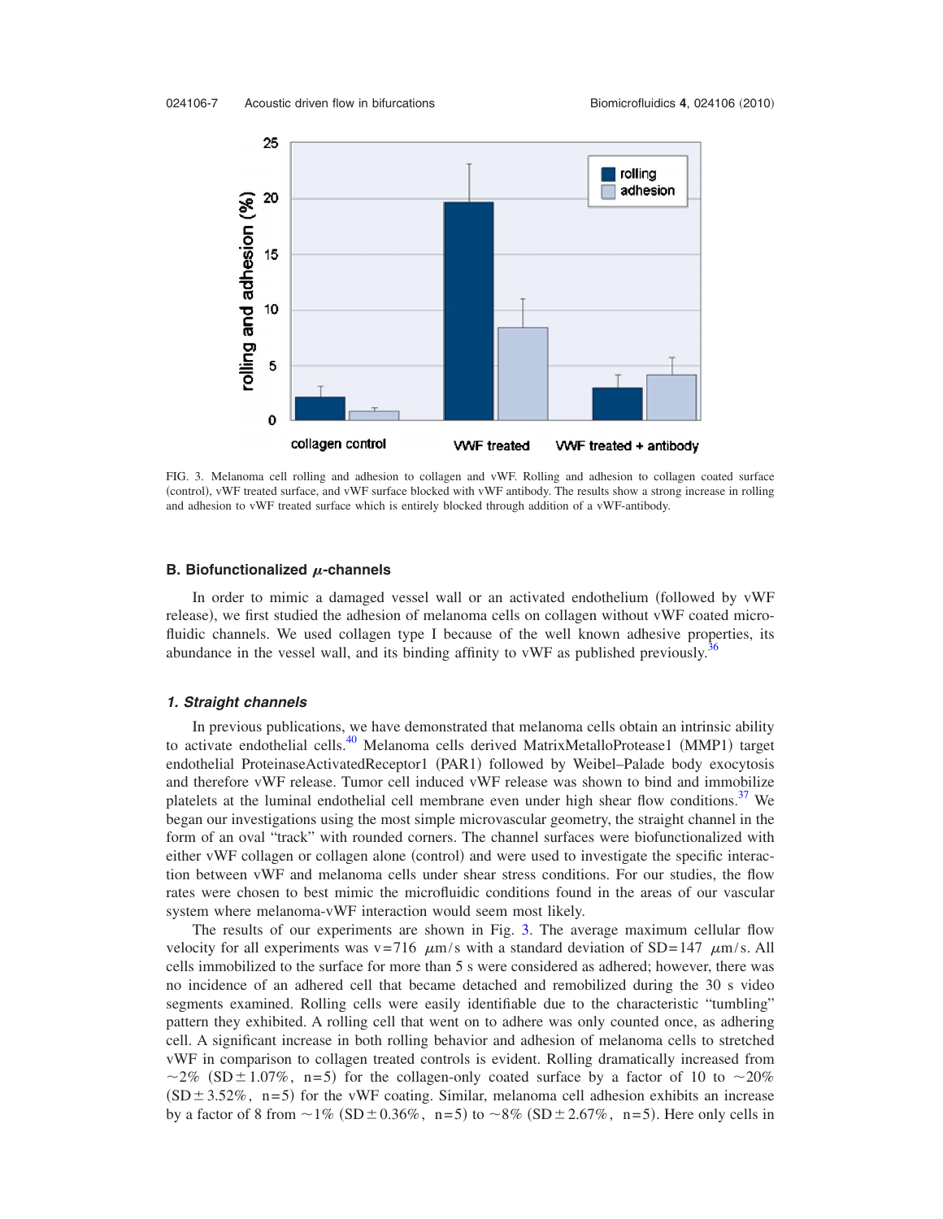FIG. 3. Melanoma cell rolling and adhesion to collagen and vWF. Rolling and adhesion to collagen coated surface (control), vWF treated surface, and vWF surface blocked with vWF antibody. The results show a strong increase in rolling and adhesion to vWF treated surface which is entirely blocked through addition of a vWF-antibody.

### B. Biofunctionalized $\mu$-channels

In order to mimic a damaged vessel wall or an activated endothelium (followed by vWF release), we first studied the adhesion of melanoma cells on collagen without vWF coated microfluidic channels. We used collagen type I because of the well known adhesive properties, its abundance in the vessel wall, and its binding affinity to vWF as published previously.[36]

#### *1. Straight channels*

In previous publications, we have demonstrated that melanoma cells obtain an intrinsic ability to activate endothelial cells.[40] Melanoma cells derived MatrixMetalloProtease1 (MMP1) target endothelial ProteinaseActivatedReceptor1 (PAR1) followed by Weibel–Palade body exocytosis and therefore vWF release. Tumor cell induced vWF release was shown to bind and immobilize platelets at the luminal endothelial cell membrane even under high shear flow conditions.[37] We began our investigations using the most simple microvascular geometry, the straight channel in the form of an oval "track" with rounded corners. The channel surfaces were biofunctionalized with either vWF collagen or collagen alone (control) and were used to investigate the specific interaction between vWF and melanoma cells under shear stress conditions. For our studies, the flow rates were chosen to best mimic the microfluidic conditions found in the areas of our vascular system where melanoma-vWF interaction would seem most likely.

The results of our experiments are shown in Fig. 3. The average maximum cellular flow velocity for all experiments was $v=716\ \mu m/s$ with a standard deviation of $SD=147\ \mu m/s$. All cells immobilized to the surface for more than 5 s were considered as adhered; however, there was no incidence of an adhered cell that became detached and remobilized during the 30 s video segments examined. Rolling cells were easily identifiable due to the characteristic "tumbling" pattern they exhibited. A rolling cell that went on to adhere was only counted once, as adhering cell. A significant increase in both rolling behavior and adhesion of melanoma cells to stretched vWF in comparison to collagen treated controls is evident. Rolling dramatically increased from $\sim 2\%$ ($SD \pm 1.07\%$, $n=5$) for the collagen-only coated surface by a factor of 10 to $\sim 20\%$ ($SD \pm 3.52\%$, $n=5$) for the vWF coating. Similar, melanoma cell adhesion exhibits an increase by a factor of 8 from $\sim 1\%$ ($SD \pm 0.36\%$, $n=5$) to $\sim 8\%$ ($SD \pm 2.67\%$, $n=5$). Here only cells in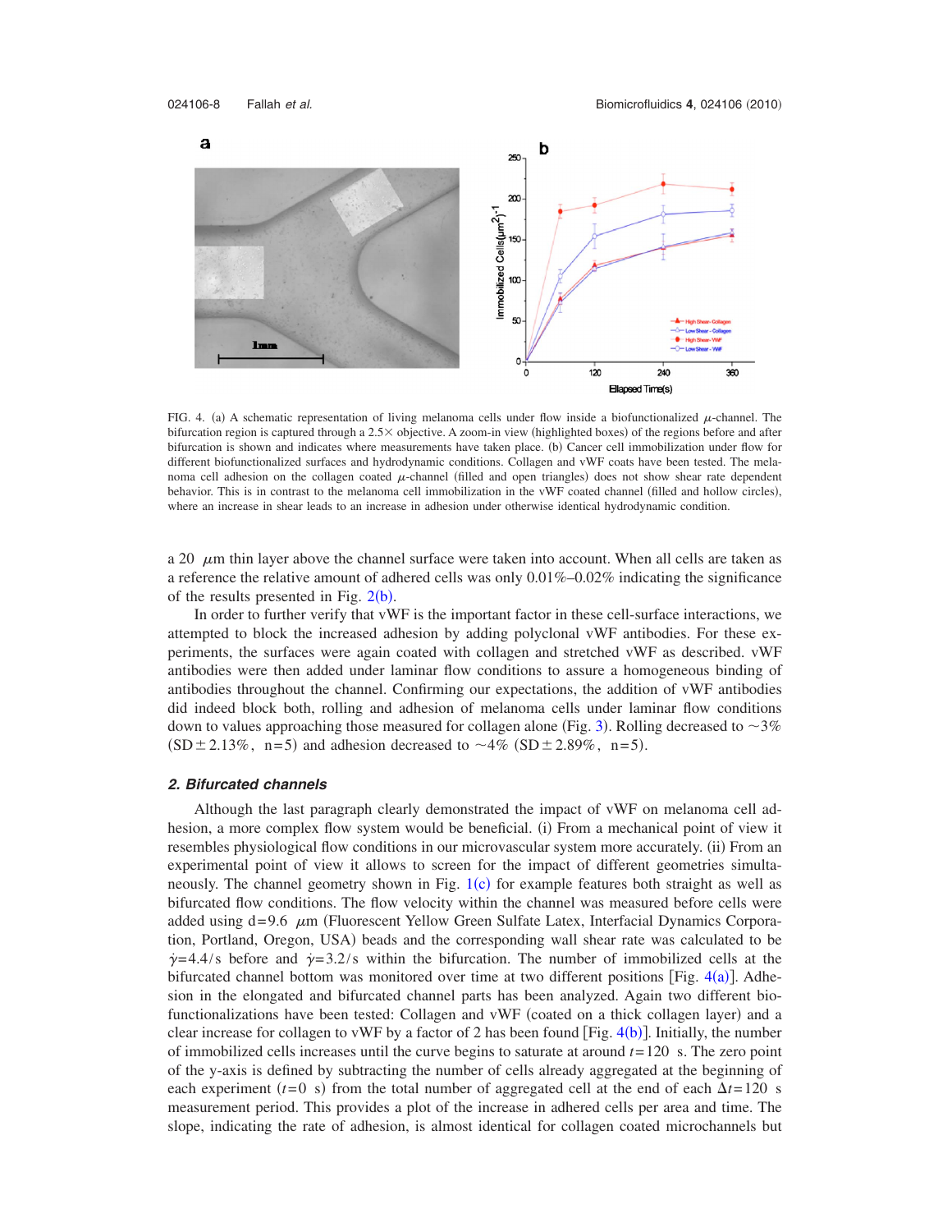FIG. 4. (a) A schematic representation of living melanoma cells under flow inside a biofunctionalized $\mu$-channel. The bifurcation region is captured through a 2.5× objective. A zoom-in view (highlighted boxes) of the regions before and after bifurcation is shown and indicates where measurements have taken place. (b) Cancer cell immobilization under flow for different biofunctionalized surfaces and hydrodynamic conditions. Collagen and vWF coats have been tested. The melanoma cell adhesion on the collagen coated $\mu$-channel (filled and open triangles) does not show shear rate dependent behavior. This is in contrast to the melanoma cell immobilization in the vWF coated channel (filled and hollow circles), where an increase in shear leads to an increase in adhesion under otherwise identical hydrodynamic condition.

a 20 $\mu$m thin layer above the channel surface were taken into account. When all cells are taken as a reference the relative amount of adhered cells was only 0.01%–0.02% indicating the significance of the results presented in Fig. 2(b).

In order to further verify that vWF is the important factor in these cell-surface interactions, we attempted to block the increased adhesion by adding polyclonal vWF antibodies. For these experiments, the surfaces were again coated with collagen and stretched vWF as described. vWF antibodies were then added under laminar flow conditions to assure a homogeneous binding of antibodies throughout the channel. Confirming our expectations, the addition of vWF antibodies did indeed block both, rolling and adhesion of melanoma cells under laminar flow conditions down to values approaching those measured for collagen alone (Fig. 3). Rolling decreased to ~3% (SD ± 2.13%, n=5) and adhesion decreased to ~4% (SD ± 2.89%, n=5).

### 2. Bifurcated channels

Although the last paragraph clearly demonstrated the impact of vWF on melanoma cell adhesion, a more complex flow system would be beneficial. (i) From a mechanical point of view it resembles physiological flow conditions in our microvascular system more accurately. (ii) From an experimental point of view it allows to screen for the impact of different geometries simultaneously. The channel geometry shown in Fig. 1(c) for example features both straight as well as bifurcated flow conditions. The flow velocity within the channel was measured before cells were added using d=9.6 $\mu$m (Fluorescent Yellow Green Sulfate Latex, Interfacial Dynamics Corporation, Portland, Oregon, USA) beads and the corresponding wall shear rate was calculated to be $\dot{\gamma}=4.4/\mathrm{s}$ before and $\dot{\gamma}=3.2/\mathrm{s}$ within the bifurcation. The number of immobilized cells at the bifurcated channel bottom was monitored over time at two different positions [Fig. 4(a)]. Adhesion in the elongated and bifurcated channel parts has been analyzed. Again two different biofunctionalizations have been tested: Collagen and vWF (coated on a thick collagen layer) and a clear increase for collagen to vWF by a factor of 2 has been found [Fig. 4(b)]. Initially, the number of immobilized cells increases until the curve begins to saturate at around $t=120$ s. The zero point of the y-axis is defined by subtracting the number of cells already aggregated at the beginning of each experiment ($t=0$ s) from the total number of aggregated cell at the end of each $\Delta t=120$ s measurement period. This provides a plot of the increase in adhered cells per area and time. The slope, indicating the rate of adhesion, is almost identical for collagen coated microchannels but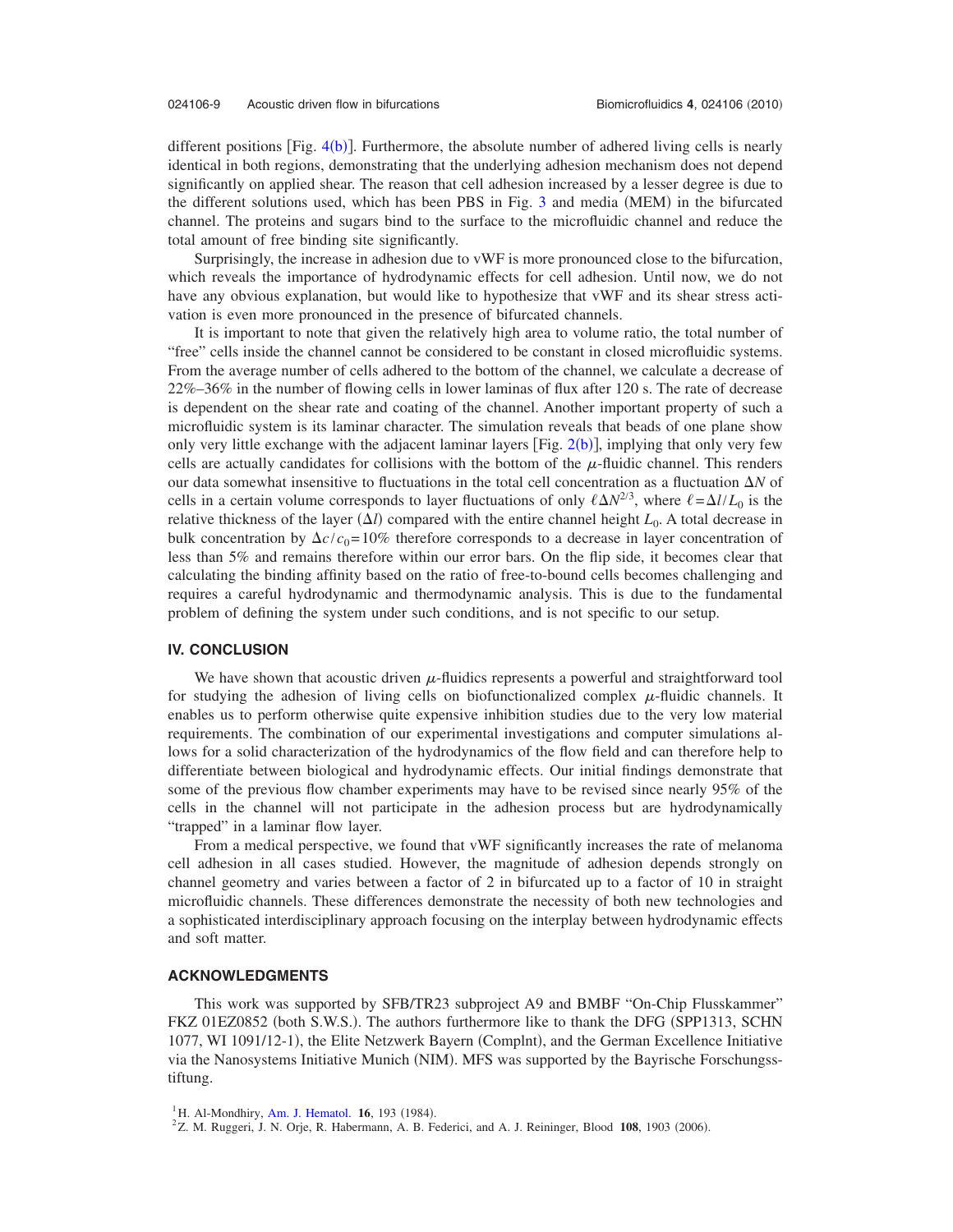different positions [Fig. 4(b)]. Furthermore, the absolute number of adhered living cells is nearly identical in both regions, demonstrating that the underlying adhesion mechanism does not depend significantly on applied shear. The reason that cell adhesion increased by a lesser degree is due to the different solutions used, which has been PBS in Fig. 3 and media (MEM) in the bifurcated channel. The proteins and sugars bind to the surface to the microfluidic channel and reduce the total amount of free binding site significantly.

Surprisingly, the increase in adhesion due to vWF is more pronounced close to the bifurcation, which reveals the importance of hydrodynamic effects for cell adhesion. Until now, we do not have any obvious explanation, but would like to hypothesize that vWF and its shear stress activation is even more pronounced in the presence of bifurcated channels.

It is important to note that given the relatively high area to volume ratio, the total number of "free" cells inside the channel cannot be considered to be constant in closed microfluidic systems. From the average number of cells adhered to the bottom of the channel, we calculate a decrease of 22%–36% in the number of flowing cells in lower laminas of flux after 120 s. The rate of decrease is dependent on the shear rate and coating of the channel. Another important property of such a microfluidic system is its laminar character. The simulation reveals that beads of one plane show only very little exchange with the adjacent laminar layers [Fig. 2(b)], implying that only very few cells are actually candidates for collisions with the bottom of the $\mu$-fluidic channel. This renders our data somewhat insensitive to fluctuations in the total cell concentration as a fluctuation $\Delta N$ of cells in a certain volume corresponds to layer fluctuations of only $\ell \Delta N^{2/3}$, where $\ell = \Delta l / L_0$ is the relative thickness of the layer ($\Delta l$) compared with the entire channel height $L_0$. A total decrease in bulk concentration by $\Delta c / c_0 = 10\%$ therefore corresponds to a decrease in layer concentration of less than 5% and remains therefore within our error bars. On the flip side, it becomes clear that calculating the binding affinity based on the ratio of free-to-bound cells becomes challenging and requires a careful hydrodynamic and thermodynamic analysis. This is due to the fundamental problem of defining the system under such conditions, and is not specific to our setup.

## IV. CONCLUSION

We have shown that acoustic driven $\mu$-fluidics represents a powerful and straightforward tool for studying the adhesion of living cells on biofunctionalized complex $\mu$-fluidic channels. It enables us to perform otherwise quite expensive inhibition studies due to the very low material requirements. The combination of our experimental investigations and computer simulations allows for a solid characterization of the hydrodynamics of the flow field and can therefore help to differentiate between biological and hydrodynamic effects. Our initial findings demonstrate that some of the previous flow chamber experiments may have to be revised since nearly 95% of the cells in the channel will not participate in the adhesion process but are hydrodynamically "trapped" in a laminar flow layer.

From a medical perspective, we found that vWF significantly increases the rate of melanoma cell adhesion in all cases studied. However, the magnitude of adhesion depends strongly on channel geometry and varies between a factor of 2 in bifurcated up to a factor of 10 in straight microfluidic channels. These differences demonstrate the necessity of both new technologies and a sophisticated interdisciplinary approach focusing on the interplay between hydrodynamic effects and soft matter.

## ACKNOWLEDGMENTS

This work was supported by SFB/TR23 subproject A9 and BMBF "On-Chip Flusskammer" FKZ 01EZ0852 (both S.W.S.). The authors furthermore like to thank the DFG (SPP1313, SCHN 1077, WI 1091/12-1), the Elite Netzwerk Bayern (CompInt), and the German Excellence Initiative via the Nanosystems Initiative Munich (NIM). MFS was supported by the Bayrische Forschungsstiftung.

[1] H. Al-Mondhiry, Am. J. Hematol. **16**, 193 (1984).
[2] Z. M. Ruggeri, J. N. Orje, R. Habermann, A. B. Federici, and A. J. Reininger, Blood **108**, 1903 (2006).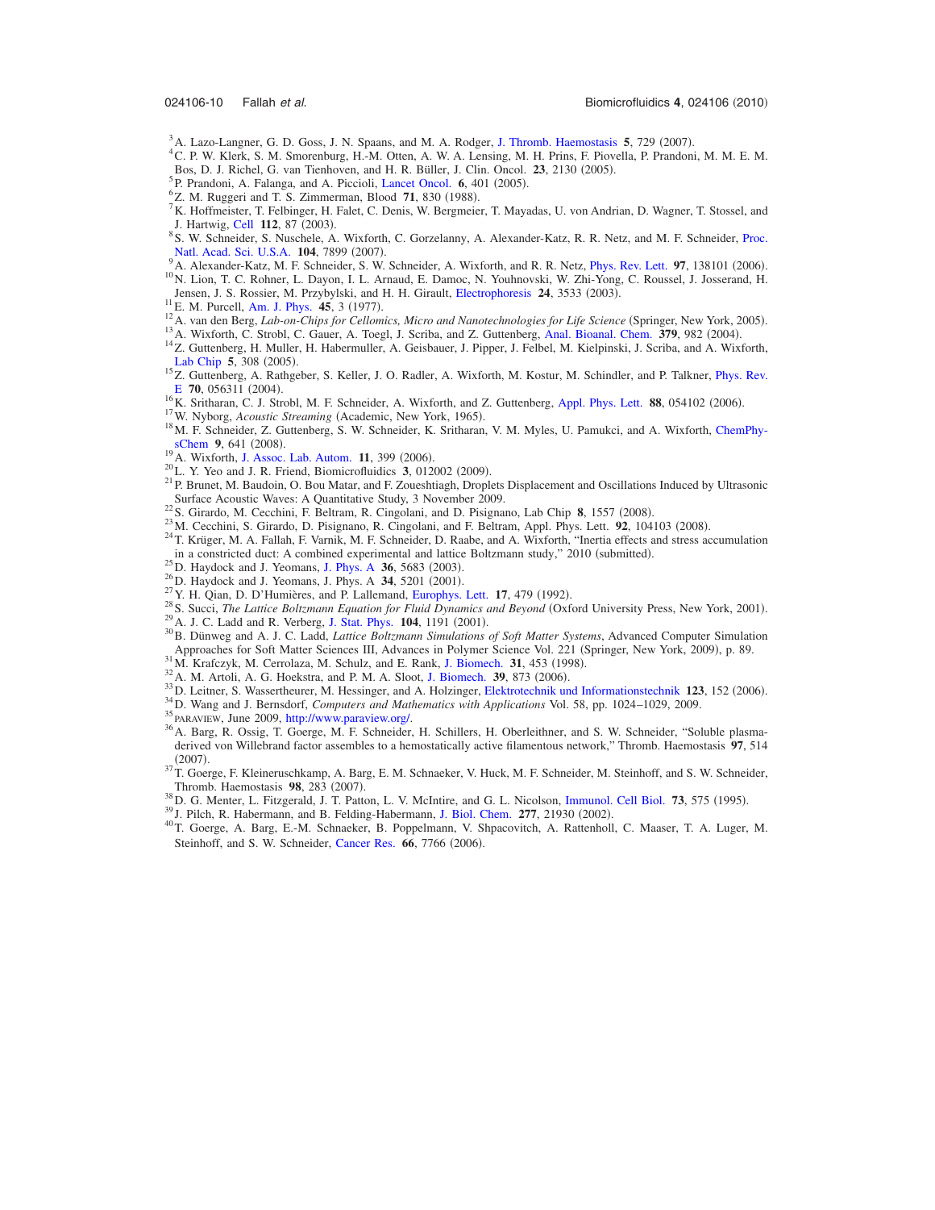[3] A. Lazo-Langner, G. D. Goss, J. N. Spaans, and M. A. Rodger, J. Thromb. Haemostasis **5**, 729 (2007).

[4] C. P. W. Klerk, S. M. Smorenburg, H.-M. Otten, A. W. A. Lensing, M. H. Prins, F. Piovella, P. Prandoni, M. M. E. M. Bos, D. J. Richel, G. van Tienhoven, and H. R. Büller, J. Clin. Oncol. **23**, 2130 (2005).

[5] P. Prandoni, A. Falanga, and A. Piccioli, Lancet Oncol. **6**, 401 (2005).

[6] Z. M. Ruggeri and T. S. Zimmerman, Blood **71**, 830 (1988).

[7] K. Hoffmeister, T. Felbinger, H. Falet, C. Denis, W. Bergmeier, T. Mayadas, U. von Andrian, D. Wagner, T. Stossel, and J. Hartwig, Cell **112**, 87 (2003).

[8] S. W. Schneider, S. Nuschele, A. Wixforth, C. Gorzelanny, A. Alexander-Katz, R. R. Netz, and M. F. Schneider, Proc. Natl. Acad. Sci. U.S.A. **104**, 7899 (2007).

[9] A. Alexander-Katz, M. F. Schneider, S. W. Schneider, A. Wixforth, and R. R. Netz, Phys. Rev. Lett. **97**, 138101 (2006).

[10] N. Lion, T. C. Rohner, L. Dayon, I. L. Arnaud, E. Damoc, N. Youhnovski, W. Zhi-Yong, C. Roussel, J. Josserand, H. Jensen, J. S. Rossier, M. Przybylski, and H. H. Girault, Electrophoresis **24**, 3533 (2003).

[11] E. M. Purcell, Am. J. Phys. **45**, 3 (1977).

[12] A. van den Berg, *Lab-on-Chips for Cellomics, Micro and Nanotechnologies for Life Science* (Springer, New York, 2005).

[13] A. Wixforth, C. Strobl, C. Gauer, A. Toegl, J. Scriba, and Z. Guttenberg, Anal. Bioanal. Chem. **379**, 982 (2004).

[14] Z. Guttenberg, H. Muller, H. Habermuller, A. Geisbauer, J. Pipper, J. Felbel, M. Kielpinski, J. Scriba, and A. Wixforth, Lab Chip **5**, 308 (2005).

[15] Z. Guttenberg, A. Rathgeber, S. Keller, J. O. Radler, A. Wixforth, M. Kostur, M. Schindler, and P. Talkner, Phys. Rev. E **70**, 056311 (2004).

[16] K. Sritharan, C. J. Strobl, M. F. Schneider, A. Wixforth, and Z. Guttenberg, Appl. Phys. Lett. **88**, 054102 (2006).

[17] W. Nyborg, *Acoustic Streaming* (Academic, New York, 1965).

[18] M. F. Schneider, Z. Guttenberg, S. W. Schneider, K. Sritharan, V. M. Myles, U. Pamukci, and A. Wixforth, ChemPhysChem **9**, 641 (2008).

[19] A. Wixforth, J. Assoc. Lab. Autom. **11**, 399 (2006).

[20] L. Y. Yeo and J. R. Friend, Biomicrofluidics **3**, 012002 (2009).

[21] P. Brunet, M. Baudoin, O. Bou Matar, and F. Zoueshtiagh, Droplets Displacement and Oscillations Induced by Ultrasonic Surface Acoustic Waves: A Quantitative Study, 3 November 2009.

[22] S. Girardo, M. Cecchini, F. Beltram, R. Cingolani, and D. Pisignano, Lab Chip **8**, 1557 (2008).

[23] M. Cecchini, S. Girardo, D. Pisignano, R. Cingolani, and F. Beltram, Appl. Phys. Lett. **92**, 104103 (2008).

[24] T. Krüger, M. A. Fallah, F. Varnik, M. F. Schneider, D. Raabe, and A. Wixforth, "Inertia effects and stress accumulation in a constricted duct: A combined experimental and lattice Boltzmann study," 2010 (submitted).

[25] D. Haydock and J. Yeomans, J. Phys. A **36**, 5683 (2003).

[26] D. Haydock and J. Yeomans, J. Phys. A **34**, 5201 (2001).

[27] Y. H. Qian, D. D'Humières, and P. Lallemand, Europhys. Lett. **17**, 479 (1992).

[28] S. Succi, *The Lattice Boltzmann Equation for Fluid Dynamics and Beyond* (Oxford University Press, New York, 2001).

[29] A. J. C. Ladd and R. Verberg, J. Stat. Phys. **104**, 1191 (2001).

[30] B. Dünweg and A. J. C. Ladd, *Lattice Boltzmann Simulations of Soft Matter Systems*, Advanced Computer Simulation Approaches for Soft Matter Sciences III, Advances in Polymer Science Vol. 221 (Springer, New York, 2009), p. 89.

[31] M. Krafczyk, M. Cerrolaza, M. Schulz, and E. Rank, J. Biomech. **31**, 453 (1998).

[32] A. M. Artoli, A. G. Hoekstra, and P. M. A. Sloot, J. Biomech. **39**, 873 (2006).

[33] D. Leitner, S. Wassertheurer, M. Hessinger, and A. Holzinger, Elektrotechnik und Informationstechnik **123**, 152 (2006).

[34] D. Wang and J. Bernsdorf, *Computers and Mathematics with Applications* Vol. 58, pp. 1024–1029, 2009.

[35] PARAVIEW, June 2009, http://www.paraview.org/.

[36] A. Barg, R. Ossig, T. Goerge, M. F. Schneider, H. Schillers, H. Oberleithner, and S. W. Schneider, "Soluble plasma-derived von Willebrand factor assembles to a hemostatically active filamentous network," Thromb. Haemostasis **97**, 514 (2007).

[37] T. Goerge, F. Kleineruschkamp, A. Barg, E. M. Schnaeker, V. Huck, M. F. Schneider, M. Steinhoff, and S. W. Schneider, Thromb. Haemostasis **98**, 283 (2007).

[38] D. G. Menter, L. Fitzgerald, J. T. Patton, L. V. McIntire, and G. L. Nicolson, Immunol. Cell Biol. **73**, 575 (1995).

[39] J. Pilch, R. Habermann, and B. Felding-Habermann, J. Biol. Chem. **277**, 21930 (2002).

[40] T. Goerge, A. Barg, E.-M. Schnaeker, B. Poppelmann, V. Shpacovitch, A. Rattenholl, C. Maaser, T. A. Luger, M. Steinhoff, and S. W. Schneider, Cancer Res. **66**, 7766 (2006).